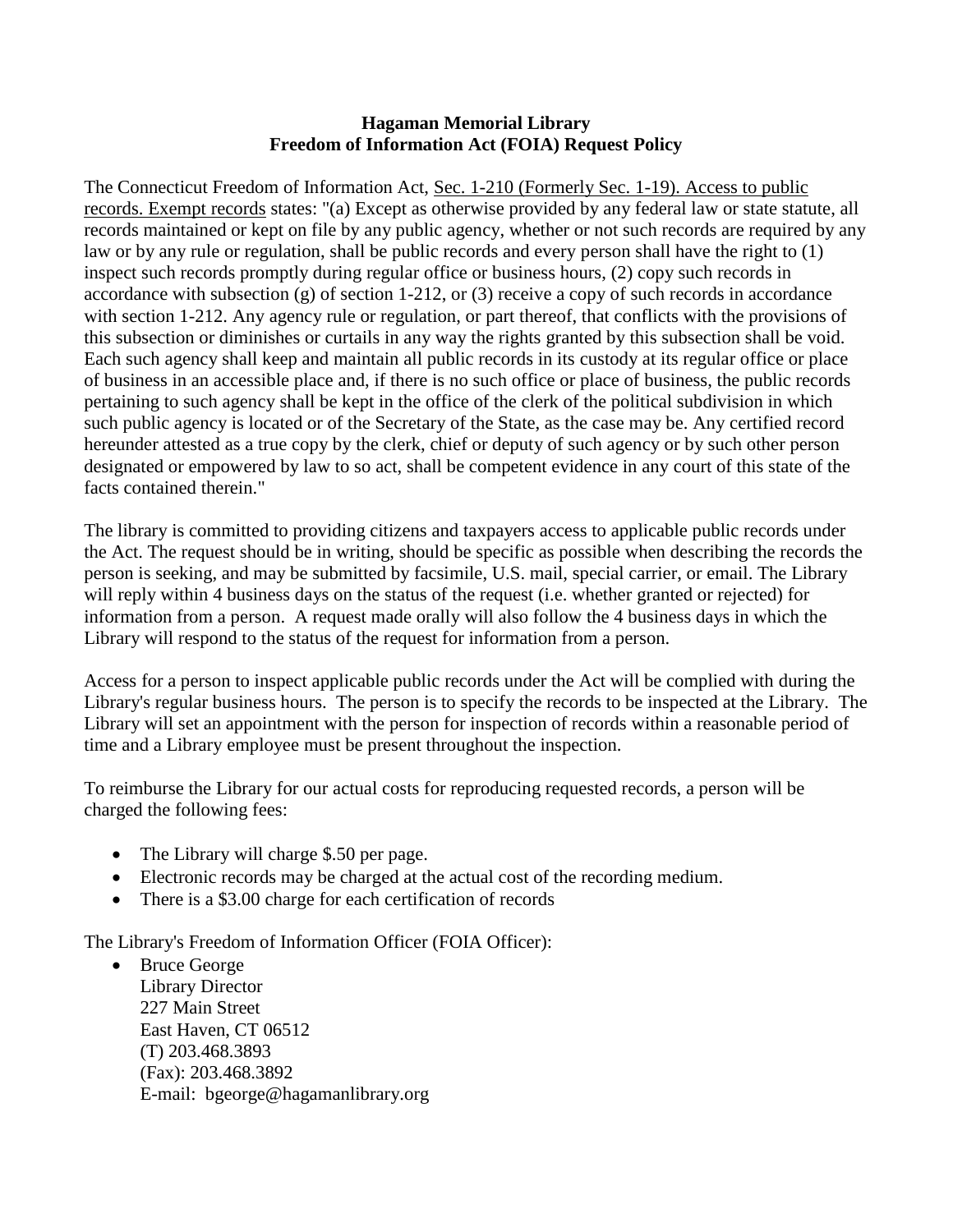# Hagaman Memorial Library
## Freedom of Information Act (FOIA) Request Policy

The Connecticut Freedom of Information Act, Sec. 1-210 (Formerly Sec. 1-19). Access to public records. Exempt records states: "(a) Except as otherwise provided by any federal law or state statute, all records maintained or kept on file by any public agency, whether or not such records are required by any law or by any rule or regulation, shall be public records and every person shall have the right to (1) inspect such records promptly during regular office or business hours, (2) copy such records in accordance with subsection (g) of section 1-212, or (3) receive a copy of such records in accordance with section 1-212. Any agency rule or regulation, or part thereof, that conflicts with the provisions of this subsection or diminishes or curtails in any way the rights granted by this subsection shall be void. Each such agency shall keep and maintain all public records in its custody at its regular office or place of business in an accessible place and, if there is no such office or place of business, the public records pertaining to such agency shall be kept in the office of the clerk of the political subdivision in which such public agency is located or of the Secretary of the State, as the case may be. Any certified record hereunder attested as a true copy by the clerk, chief or deputy of such agency or by such other person designated or empowered by law to so act, shall be competent evidence in any court of this state of the facts contained therein."

The library is committed to providing citizens and taxpayers access to applicable public records under the Act. The request should be in writing, should be specific as possible when describing the records the person is seeking, and may be submitted by facsimile, U.S. mail, special carrier, or email. The Library will reply within 4 business days on the status of the request (i.e. whether granted or rejected) for information from a person. A request made orally will also follow the 4 business days in which the Library will respond to the status of the request for information from a person.

Access for a person to inspect applicable public records under the Act will be complied with during the Library's regular business hours. The person is to specify the records to be inspected at the Library. The Library will set an appointment with the person for inspection of records within a reasonable period of time and a Library employee must be present throughout the inspection.

To reimburse the Library for our actual costs for reproducing requested records, a person will be charged the following fees:

- The Library will charge $.50 per page.
- Electronic records may be charged at the actual cost of the recording medium.
- There is a $3.00 charge for each certification of records

The Library's Freedom of Information Officer (FOIA Officer):

- Bruce George
  Library Director
  227 Main Street
  East Haven, CT 06512
  (T) 203.468.3893
  (Fax): 203.468.3892
  E-mail: bgeorge@hagamanlibrary.org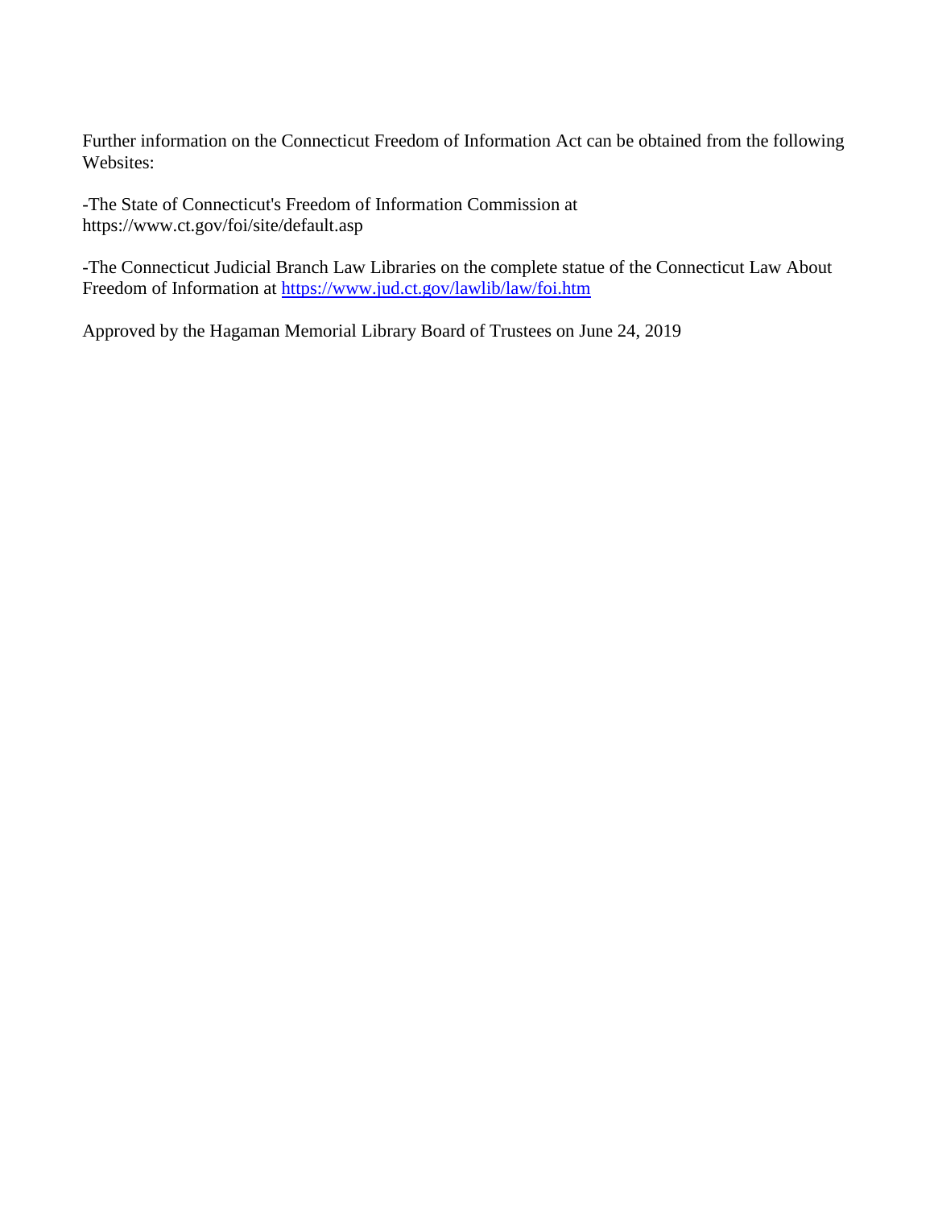Further information on the Connecticut Freedom of Information Act can be obtained from the following Websites:

-The State of Connecticut's Freedom of Information Commission at https://www.ct.gov/foi/site/default.asp

-The Connecticut Judicial Branch Law Libraries on the complete statue of the Connecticut Law About Freedom of Information at https://www.jud.ct.gov/lawlib/law/foi.htm

Approved by the Hagaman Memorial Library Board of Trustees on June 24, 2019